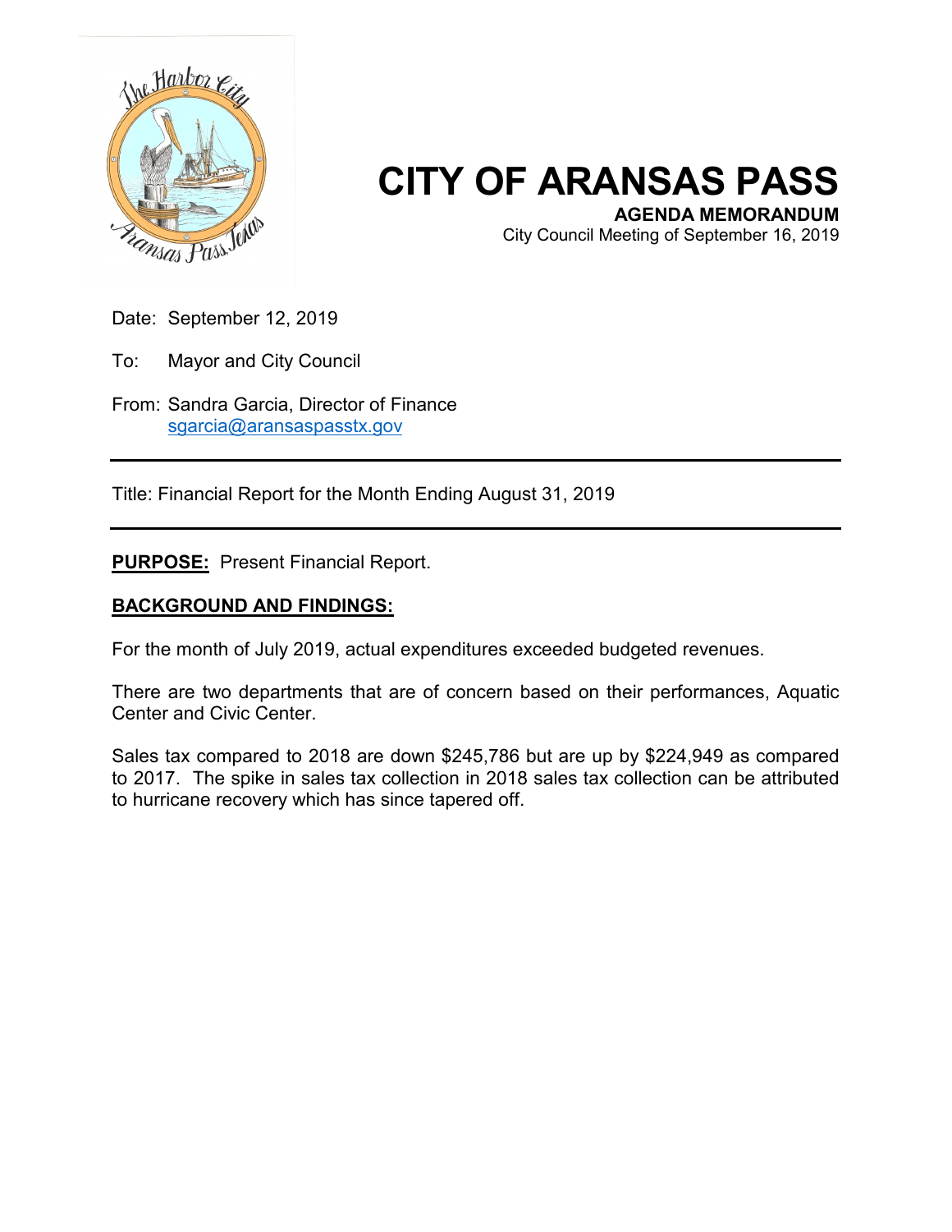# CITY OF ARANSAS PASS

**AGENDA MEMORANDUM**

City Council Meeting of September 16, 2019

Date: September 12, 2019

To: Mayor and City Council

From: Sandra Garcia, Director of Finance
sgarcia@aransaspasstx.gov

---

Title: Financial Report for the Month Ending August 31, 2019

---

**PURPOSE:** Present Financial Report.

**BACKGROUND AND FINDINGS:**

For the month of July 2019, actual expenditures exceeded budgeted revenues.

There are two departments that are of concern based on their performances, Aquatic Center and Civic Center.

Sales tax compared to 2018 are down $245,786 but are up by $224,949 as compared to 2017. The spike in sales tax collection in 2018 sales tax collection can be attributed to hurricane recovery which has since tapered off.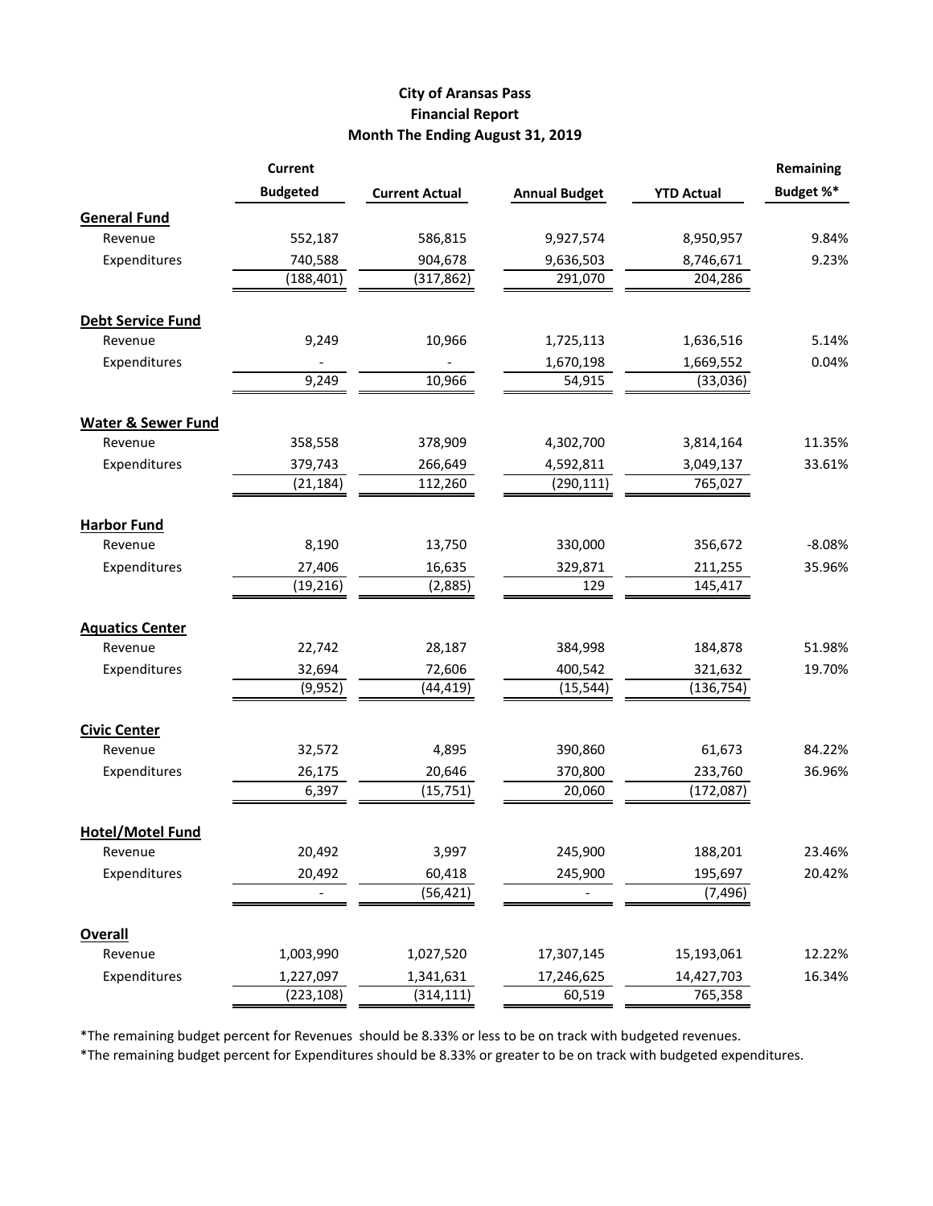# City of Aransas Pass
## Financial Report
### Month The Ending August 31, 2019

| | Current Budgeted | Current Actual | Annual Budget | YTD Actual | Remaining Budget %* |
|---|---|---|---|---|---|
| **General Fund** | | | | | |
| Revenue | 552,187 | 586,815 | 9,927,574 | 8,950,957 | 9.84% |
| Expenditures | 740,588 | 904,678 | 9,636,503 | 8,746,671 | 9.23% |
| | (188,401) | (317,862) | 291,070 | 204,286 | |
| **Debt Service Fund** | | | | | |
| Revenue | 9,249 | 10,966 | 1,725,113 | 1,636,516 | 5.14% |
| Expenditures | - | - | 1,670,198 | 1,669,552 | 0.04% |
| | 9,249 | 10,966 | 54,915 | (33,036) | |
| **Water & Sewer Fund** | | | | | |
| Revenue | 358,558 | 378,909 | 4,302,700 | 3,814,164 | 11.35% |
| Expenditures | 379,743 | 266,649 | 4,592,811 | 3,049,137 | 33.61% |
| | (21,184) | 112,260 | (290,111) | 765,027 | |
| **Harbor Fund** | | | | | |
| Revenue | 8,190 | 13,750 | 330,000 | 356,672 | -8.08% |
| Expenditures | 27,406 | 16,635 | 329,871 | 211,255 | 35.96% |
| | (19,216) | (2,885) | 129 | 145,417 | |
| **Aquatics Center** | | | | | |
| Revenue | 22,742 | 28,187 | 384,998 | 184,878 | 51.98% |
| Expenditures | 32,694 | 72,606 | 400,542 | 321,632 | 19.70% |
| | (9,952) | (44,419) | (15,544) | (136,754) | |
| **Civic Center** | | | | | |
| Revenue | 32,572 | 4,895 | 390,860 | 61,673 | 84.22% |
| Expenditures | 26,175 | 20,646 | 370,800 | 233,760 | 36.96% |
| | 6,397 | (15,751) | 20,060 | (172,087) | |
| **Hotel/Motel Fund** | | | | | |
| Revenue | 20,492 | 3,997 | 245,900 | 188,201 | 23.46% |
| Expenditures | 20,492 | 60,418 | 245,900 | 195,697 | 20.42% |
| | - | (56,421) | - | (7,496) | |
| **Overall** | | | | | |
| Revenue | 1,003,990 | 1,027,520 | 17,307,145 | 15,193,061 | 12.22% |
| Expenditures | 1,227,097 | 1,341,631 | 17,246,625 | 14,427,703 | 16.34% |
| | (223,108) | (314,111) | 60,519 | 765,358 | |

*The remaining budget percent for Revenues should be 8.33% or less to be on track with budgeted revenues.

*The remaining budget percent for Expenditures should be 8.33% or greater to be on track with budgeted expenditures.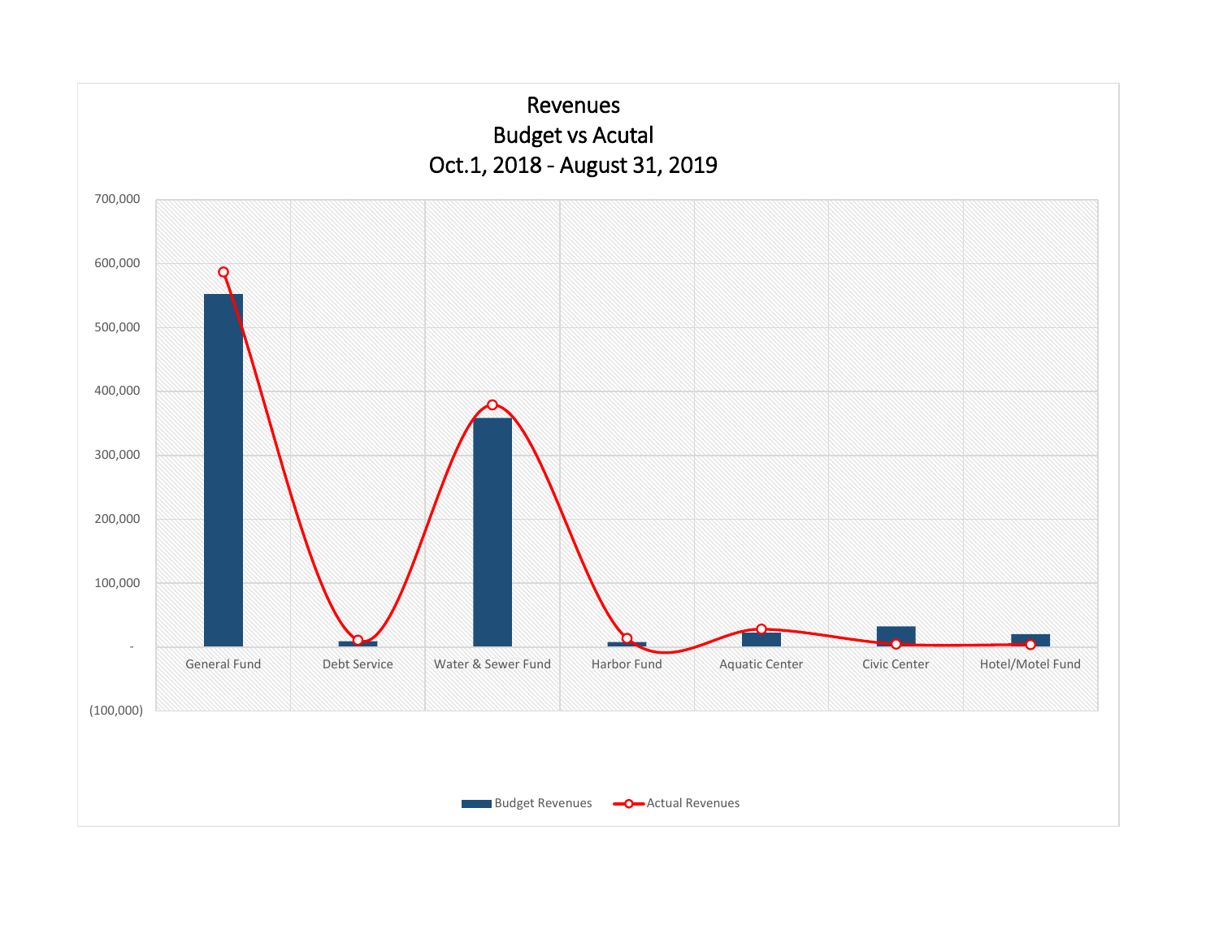# Revenues
## Budget vs Acutal
## Oct.1, 2018 - August 31, 2019

700,000
600,000
500,000
400,000
300,000
200,000
100,000
-
(100,000)

General Fund | Debt Service | Water & Sewer Fund | Harbor Fund | Aquatic Center | Civic Center | Hotel/Motel Fund

Budget Revenues | Actual Revenues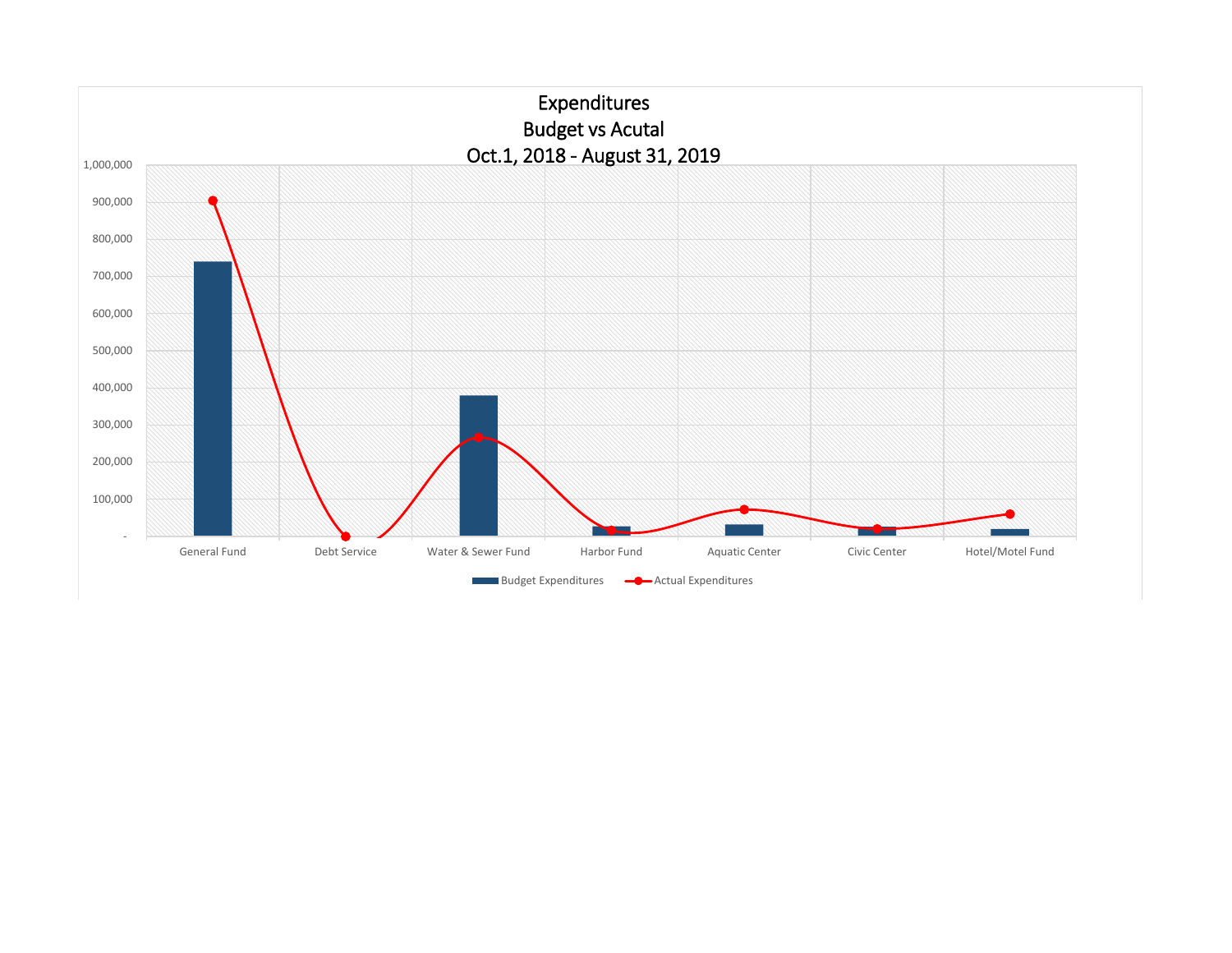# Expenditures
## Budget vs Acutal
## Oct.1, 2018 - August 31, 2019

1,000,000
900,000
800,000
700,000
600,000
500,000
400,000
300,000
200,000
100,000
-

General Fund | Debt Service | Water & Sewer Fund | Harbor Fund | Aquatic Center | Civic Center | Hotel/Motel Fund

Budget Expenditures | Actual Expenditures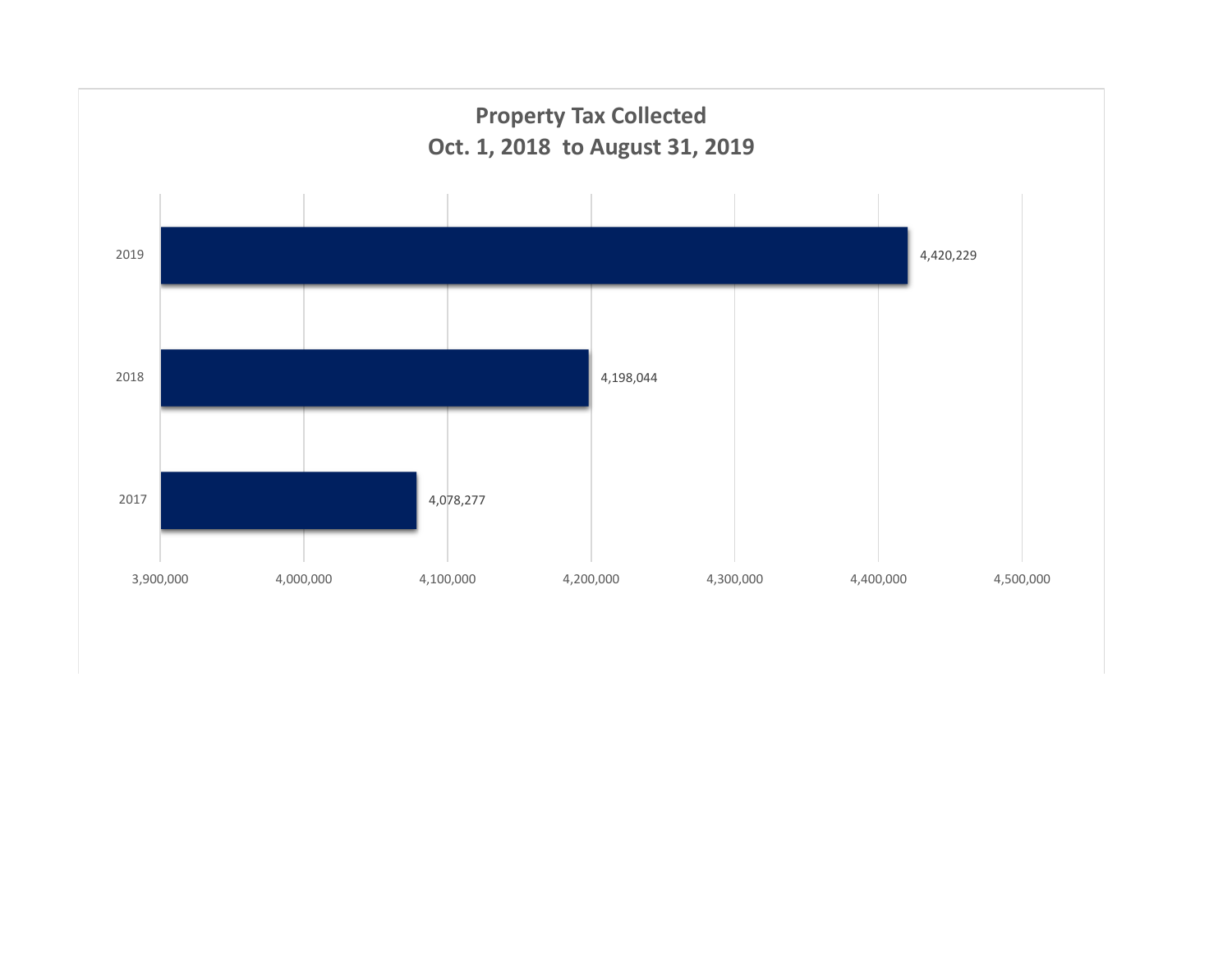## Property Tax Collected
## Oct. 1, 2018 to August 31, 2019

| Year | Property Tax Collected |
| --- | --- |
| 2019 | 4,420,229 |
| 2018 | 4,198,044 |
| 2017 | 4,078,277 |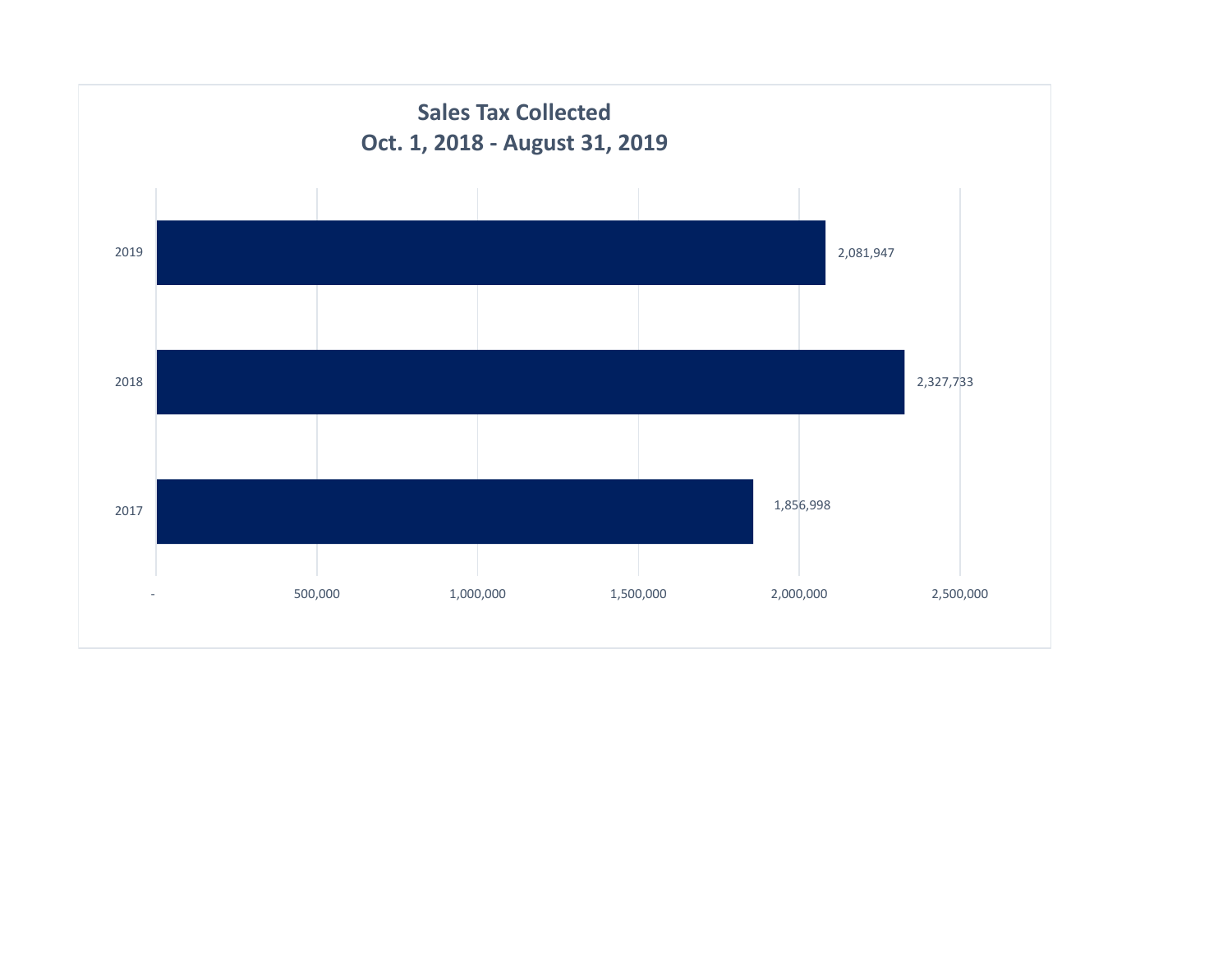## Sales Tax Collected
## Oct. 1, 2018 - August 31, 2019

| Year | Sales Tax Collected |
|---|---|
| 2019 | 2,081,947 |
| 2018 | 2,327,733 |
| 2017 | 1,856,998 |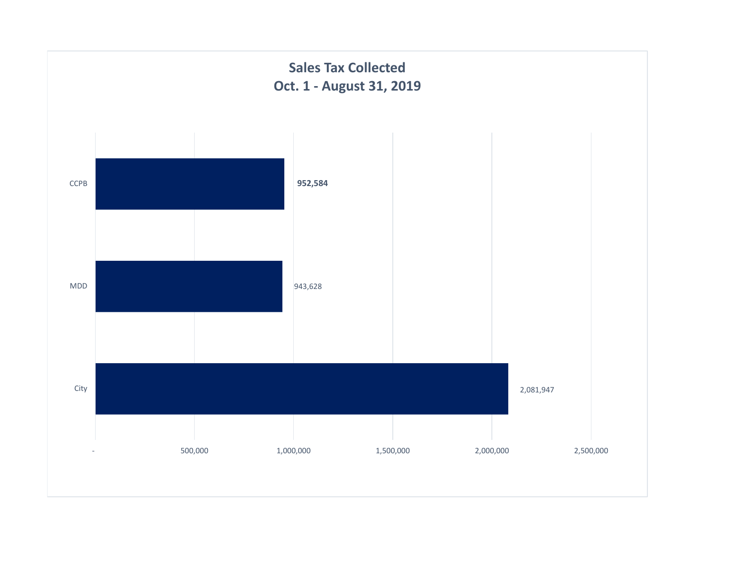**Sales Tax Collected**
**Oct. 1 - August 31, 2019**

CCPB

**952,584**

MDD

943,628

City

2,081,947

-

500,000

1,000,000

1,500,000

2,000,000

2,500,000